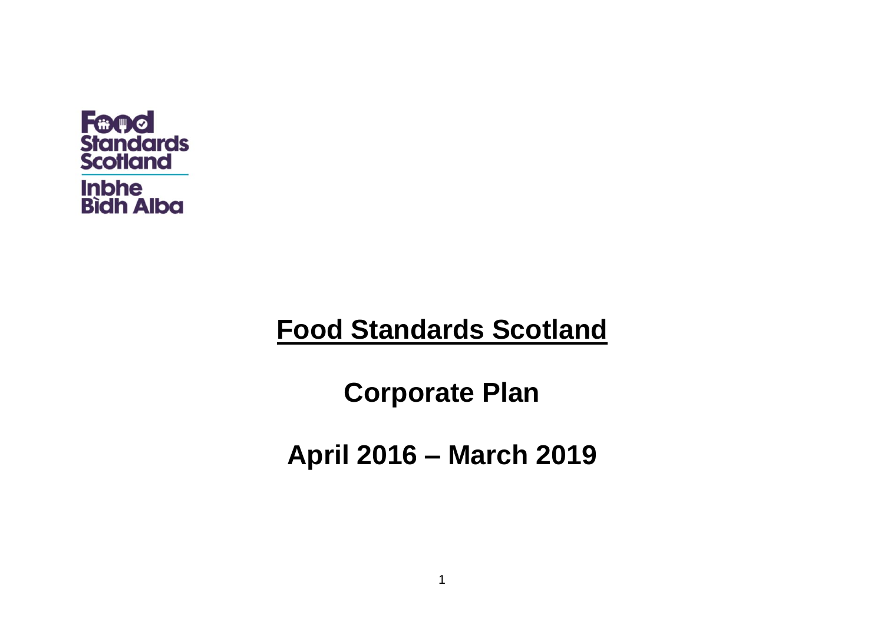Food Standards Scotland

Inbhe Bìdh Alba

# Food Standards Scotland

## Corporate Plan

## April 2016 – March 2019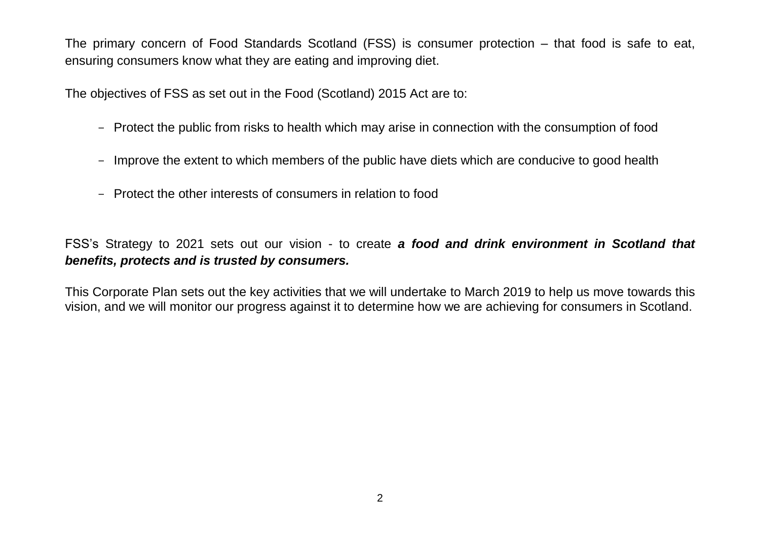The primary concern of Food Standards Scotland (FSS) is consumer protection – that food is safe to eat, ensuring consumers know what they are eating and improving diet.

The objectives of FSS as set out in the Food (Scotland) 2015 Act are to:

- Protect the public from risks to health which may arise in connection with the consumption of food
- Improve the extent to which members of the public have diets which are conducive to good health
- Protect the other interests of consumers in relation to food

FSS's Strategy to 2021 sets out our vision - to create ***a food and drink environment in Scotland that benefits, protects and is trusted by consumers.***

This Corporate Plan sets out the key activities that we will undertake to March 2019 to help us move towards this vision, and we will monitor our progress against it to determine how we are achieving for consumers in Scotland.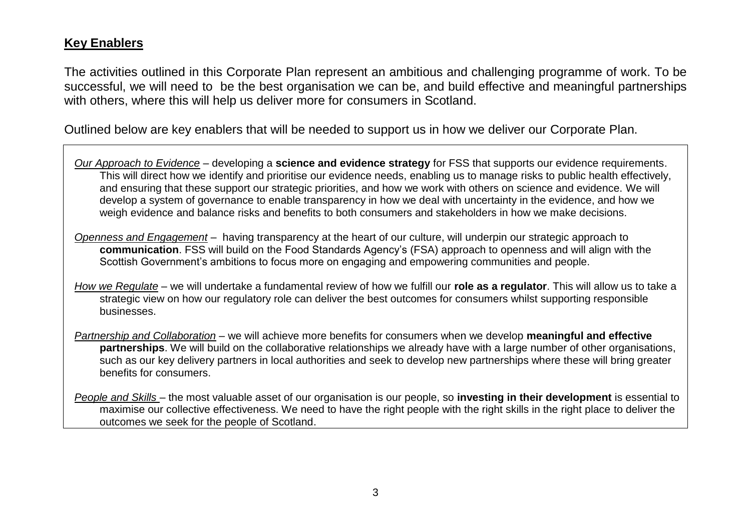## **Key Enablers**

The activities outlined in this Corporate Plan represent an ambitious and challenging programme of work. To be successful, we will need to be the best organisation we can be, and build effective and meaningful partnerships with others, where this will help us deliver more for consumers in Scotland.

Outlined below are key enablers that will be needed to support us in how we deliver our Corporate Plan.

*Our Approach to Evidence* – developing a **science and evidence strategy** for FSS that supports our evidence requirements. This will direct how we identify and prioritise our evidence needs, enabling us to manage risks to public health effectively, and ensuring that these support our strategic priorities, and how we work with others on science and evidence. We will develop a system of governance to enable transparency in how we deal with uncertainty in the evidence, and how we weigh evidence and balance risks and benefits to both consumers and stakeholders in how we make decisions.

*Openness and Engagement* – having transparency at the heart of our culture, will underpin our strategic approach to **communication**. FSS will build on the Food Standards Agency's (FSA) approach to openness and will align with the Scottish Government's ambitions to focus more on engaging and empowering communities and people.

*How we Regulate* – we will undertake a fundamental review of how we fulfill our **role as a regulator**. This will allow us to take a strategic view on how our regulatory role can deliver the best outcomes for consumers whilst supporting responsible businesses.

*Partnership and Collaboration* – we will achieve more benefits for consumers when we develop **meaningful and effective partnerships**. We will build on the collaborative relationships we already have with a large number of other organisations, such as our key delivery partners in local authorities and seek to develop new partnerships where these will bring greater benefits for consumers.

*People and Skills* – the most valuable asset of our organisation is our people, so **investing in their development** is essential to maximise our collective effectiveness. We need to have the right people with the right skills in the right place to deliver the outcomes we seek for the people of Scotland.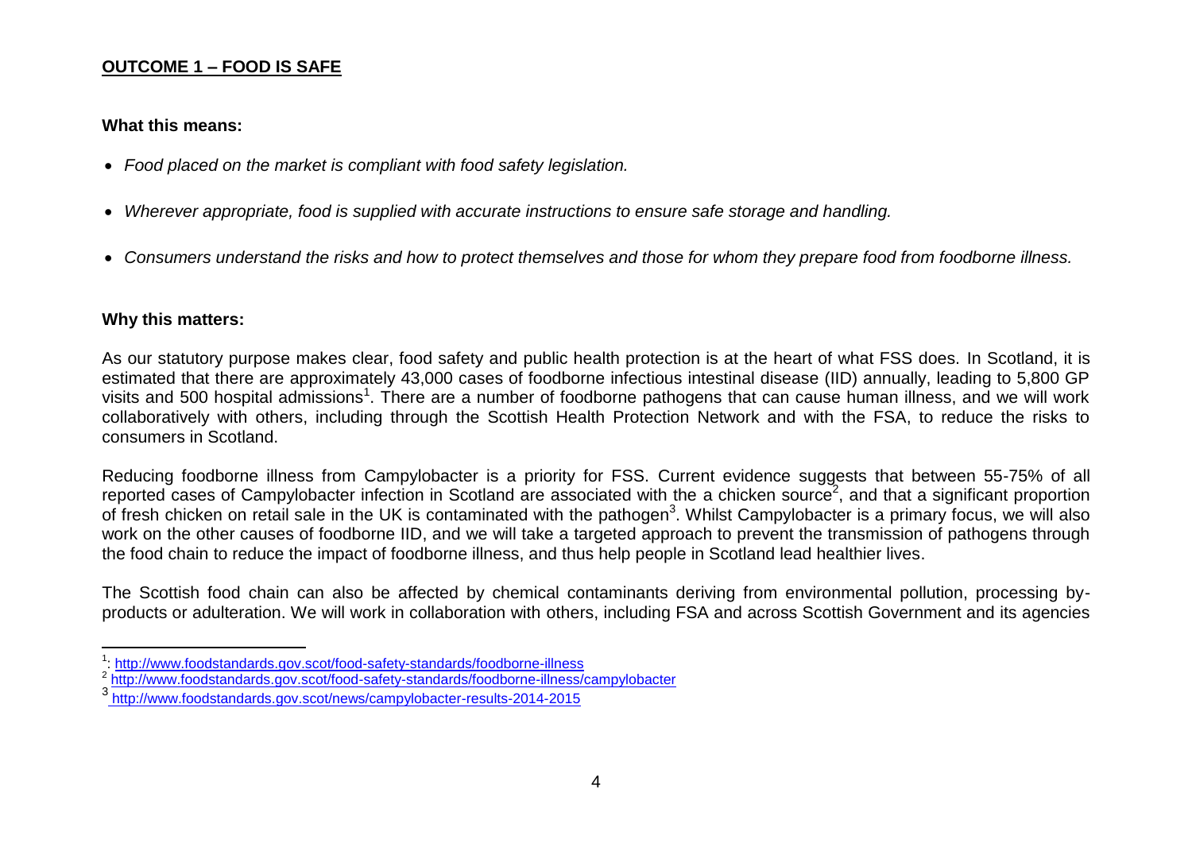## OUTCOME 1 – FOOD IS SAFE

**What this means:**

- *Food placed on the market is compliant with food safety legislation.*
- *Wherever appropriate, food is supplied with accurate instructions to ensure safe storage and handling.*
- *Consumers understand the risks and how to protect themselves and those for whom they prepare food from foodborne illness.*

**Why this matters:**

As our statutory purpose makes clear, food safety and public health protection is at the heart of what FSS does. In Scotland, it is estimated that there are approximately 43,000 cases of foodborne infectious intestinal disease (IID) annually, leading to 5,800 GP visits and 500 hospital admissions[1]. There are a number of foodborne pathogens that can cause human illness, and we will work collaboratively with others, including through the Scottish Health Protection Network and with the FSA, to reduce the risks to consumers in Scotland.

Reducing foodborne illness from Campylobacter is a priority for FSS. Current evidence suggests that between 55-75% of all reported cases of Campylobacter infection in Scotland are associated with the a chicken source[2], and that a significant proportion of fresh chicken on retail sale in the UK is contaminated with the pathogen[3]. Whilst Campylobacter is a primary focus, we will also work on the other causes of foodborne IID, and we will take a targeted approach to prevent the transmission of pathogens through the food chain to reduce the impact of foodborne illness, and thus help people in Scotland lead healthier lives.

The Scottish food chain can also be affected by chemical contaminants deriving from environmental pollution, processing by-products or adulteration. We will work in collaboration with others, including FSA and across Scottish Government and its agencies

[1]: http://www.foodstandards.gov.scot/food-safety-standards/foodborne-illness

[2] http://www.foodstandards.gov.scot/food-safety-standards/foodborne-illness/campylobacter

[3] http://www.foodstandards.gov.scot/news/campylobacter-results-2014-2015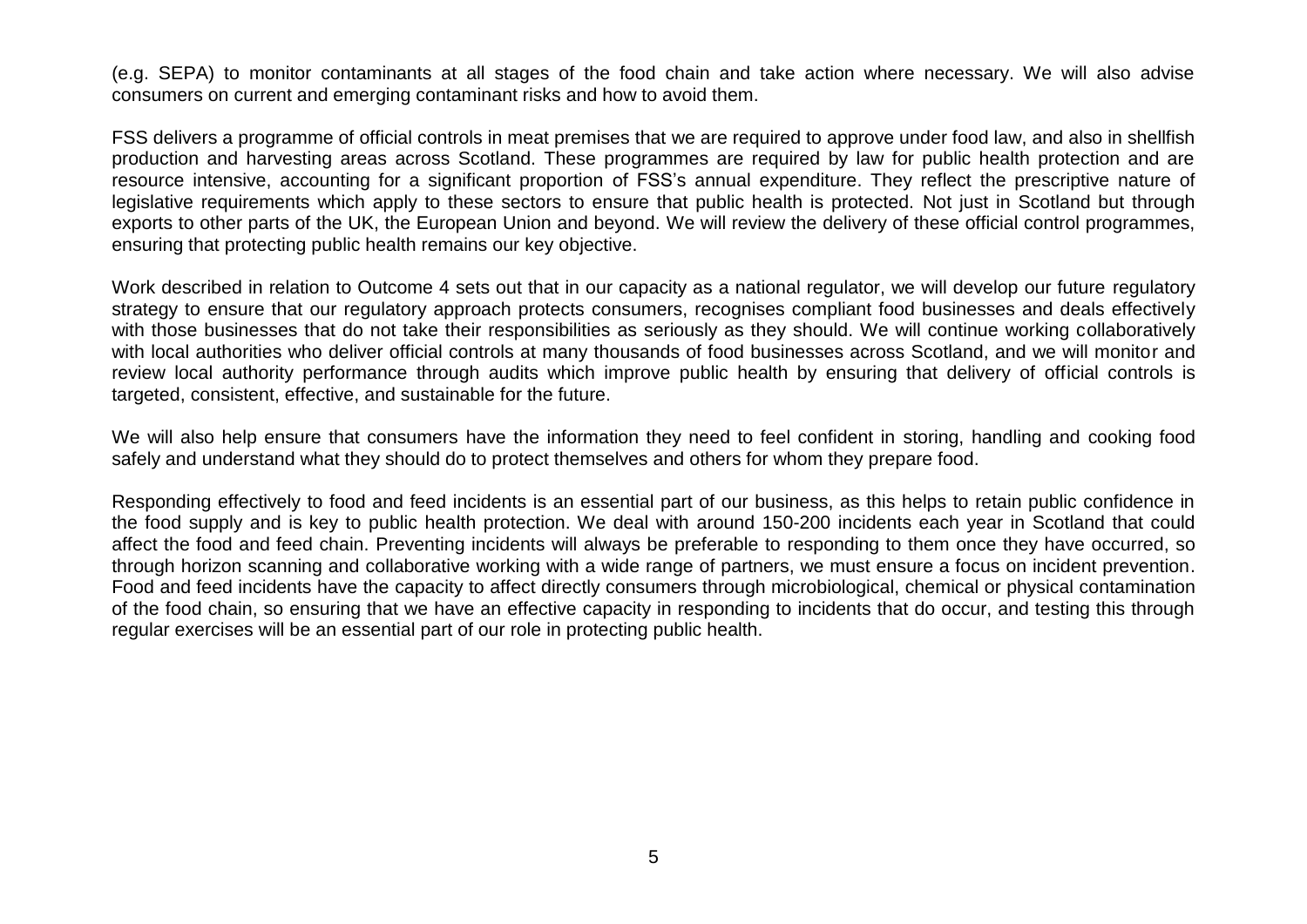(e.g. SEPA) to monitor contaminants at all stages of the food chain and take action where necessary. We will also advise consumers on current and emerging contaminant risks and how to avoid them.

FSS delivers a programme of official controls in meat premises that we are required to approve under food law, and also in shellfish production and harvesting areas across Scotland. These programmes are required by law for public health protection and are resource intensive, accounting for a significant proportion of FSS's annual expenditure. They reflect the prescriptive nature of legislative requirements which apply to these sectors to ensure that public health is protected. Not just in Scotland but through exports to other parts of the UK, the European Union and beyond. We will review the delivery of these official control programmes, ensuring that protecting public health remains our key objective.

Work described in relation to Outcome 4 sets out that in our capacity as a national regulator, we will develop our future regulatory strategy to ensure that our regulatory approach protects consumers, recognises compliant food businesses and deals effectively with those businesses that do not take their responsibilities as seriously as they should. We will continue working collaboratively with local authorities who deliver official controls at many thousands of food businesses across Scotland, and we will monitor and review local authority performance through audits which improve public health by ensuring that delivery of official controls is targeted, consistent, effective, and sustainable for the future.

We will also help ensure that consumers have the information they need to feel confident in storing, handling and cooking food safely and understand what they should do to protect themselves and others for whom they prepare food.

Responding effectively to food and feed incidents is an essential part of our business, as this helps to retain public confidence in the food supply and is key to public health protection. We deal with around 150-200 incidents each year in Scotland that could affect the food and feed chain. Preventing incidents will always be preferable to responding to them once they have occurred, so through horizon scanning and collaborative working with a wide range of partners, we must ensure a focus on incident prevention. Food and feed incidents have the capacity to affect directly consumers through microbiological, chemical or physical contamination of the food chain, so ensuring that we have an effective capacity in responding to incidents that do occur, and testing this through regular exercises will be an essential part of our role in protecting public health.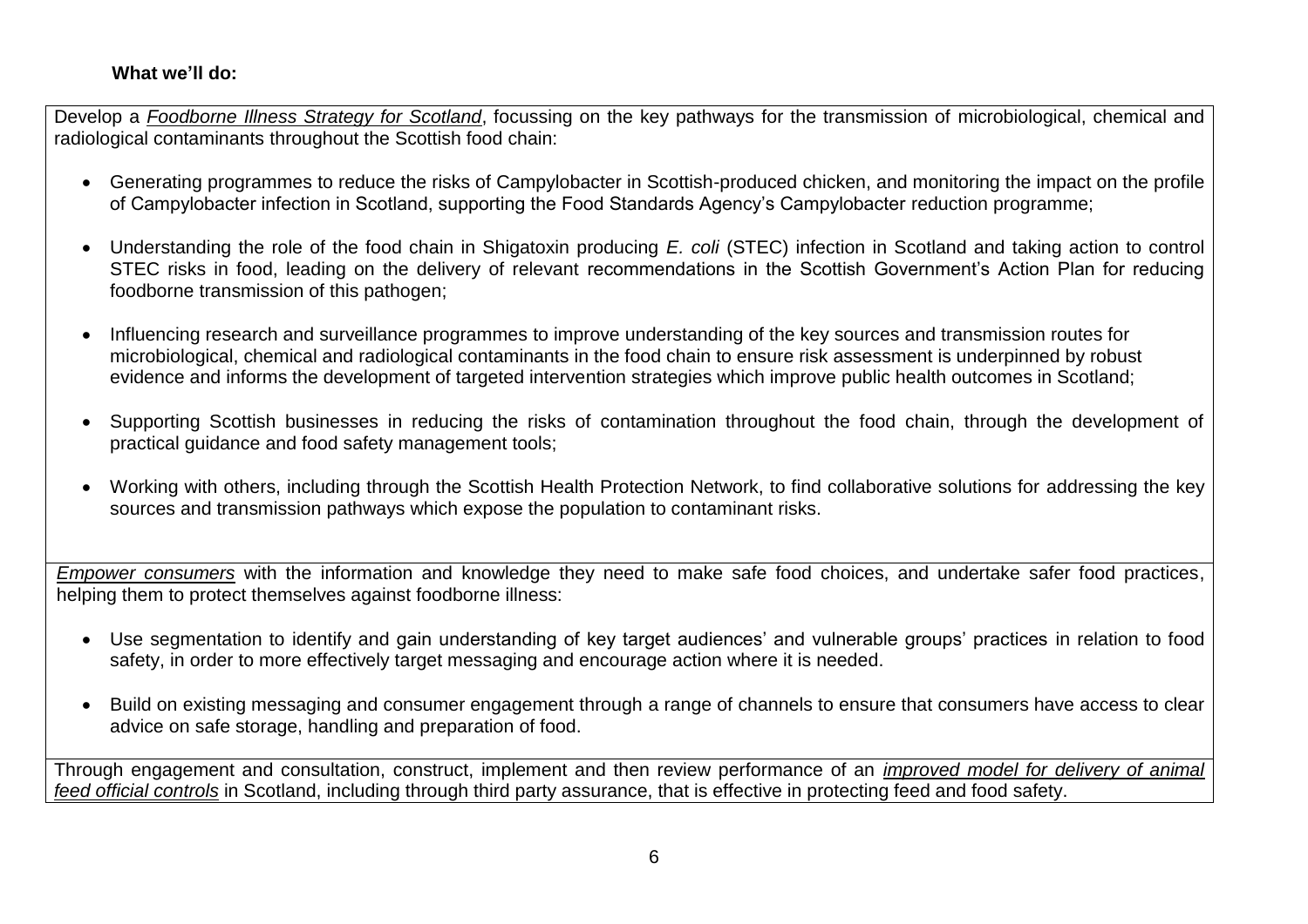**What we'll do:**

Develop a *Foodborne Illness Strategy for Scotland*, focussing on the key pathways for the transmission of microbiological, chemical and radiological contaminants throughout the Scottish food chain:

- Generating programmes to reduce the risks of Campylobacter in Scottish-produced chicken, and monitoring the impact on the profile of Campylobacter infection in Scotland, supporting the Food Standards Agency's Campylobacter reduction programme;
- Understanding the role of the food chain in Shigatoxin producing *E. coli* (STEC) infection in Scotland and taking action to control STEC risks in food, leading on the delivery of relevant recommendations in the Scottish Government's Action Plan for reducing foodborne transmission of this pathogen;
- Influencing research and surveillance programmes to improve understanding of the key sources and transmission routes for microbiological, chemical and radiological contaminants in the food chain to ensure risk assessment is underpinned by robust evidence and informs the development of targeted intervention strategies which improve public health outcomes in Scotland;
- Supporting Scottish businesses in reducing the risks of contamination throughout the food chain, through the development of practical guidance and food safety management tools;
- Working with others, including through the Scottish Health Protection Network, to find collaborative solutions for addressing the key sources and transmission pathways which expose the population to contaminant risks.

*Empower consumers* with the information and knowledge they need to make safe food choices, and undertake safer food practices, helping them to protect themselves against foodborne illness:

- Use segmentation to identify and gain understanding of key target audiences' and vulnerable groups' practices in relation to food safety, in order to more effectively target messaging and encourage action where it is needed.
- Build on existing messaging and consumer engagement through a range of channels to ensure that consumers have access to clear advice on safe storage, handling and preparation of food.

Through engagement and consultation, construct, implement and then review performance of an *improved model for delivery of animal feed official controls* in Scotland, including through third party assurance, that is effective in protecting feed and food safety.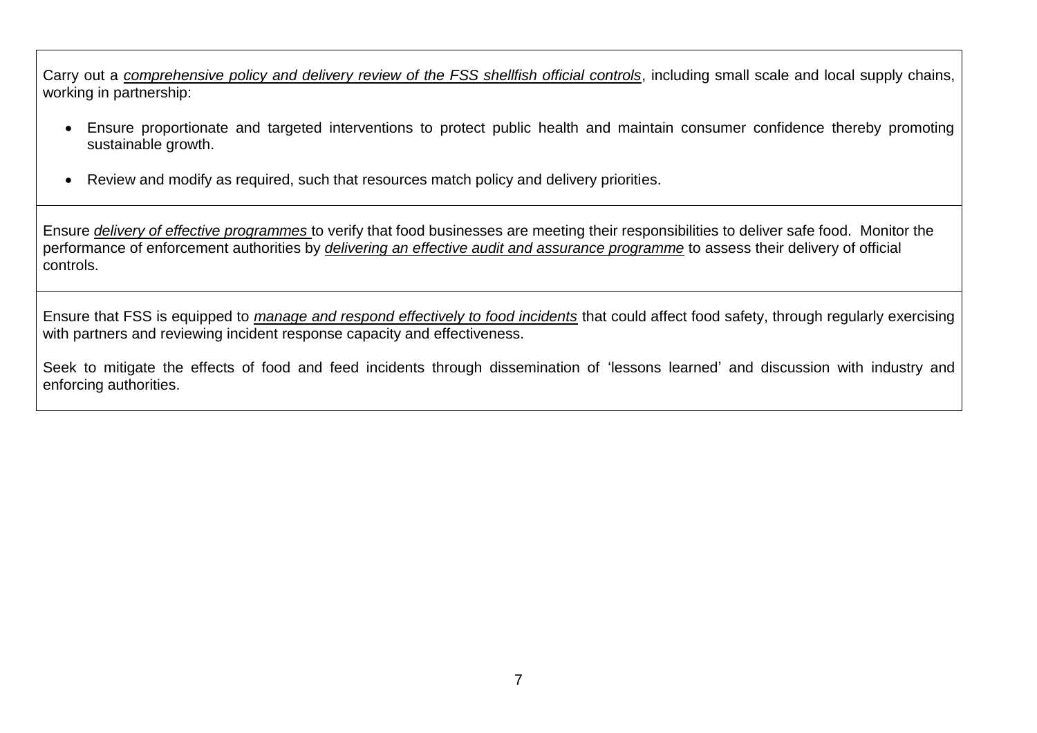| |
|---|
| Carry out a *<u>comprehensive policy and delivery review of the FSS shellfish official controls</u>*, including small scale and local supply chains, working in partnership:<br><br>• Ensure proportionate and targeted interventions to protect public health and maintain consumer confidence thereby promoting sustainable growth.<br><br>• Review and modify as required, such that resources match policy and delivery priorities. |
| Ensure *<u>delivery of effective programmes</u>* to verify that food businesses are meeting their responsibilities to deliver safe food. Monitor the performance of enforcement authorities by *<u>delivering an effective audit and assurance programme</u>* to assess their delivery of official controls. |
| Ensure that FSS is equipped to *<u>manage and respond effectively to food incidents</u>* that could affect food safety, through regularly exercising with partners and reviewing incident response capacity and effectiveness.<br><br>Seek to mitigate the effects of food and feed incidents through dissemination of 'lessons learned' and discussion with industry and enforcing authorities. |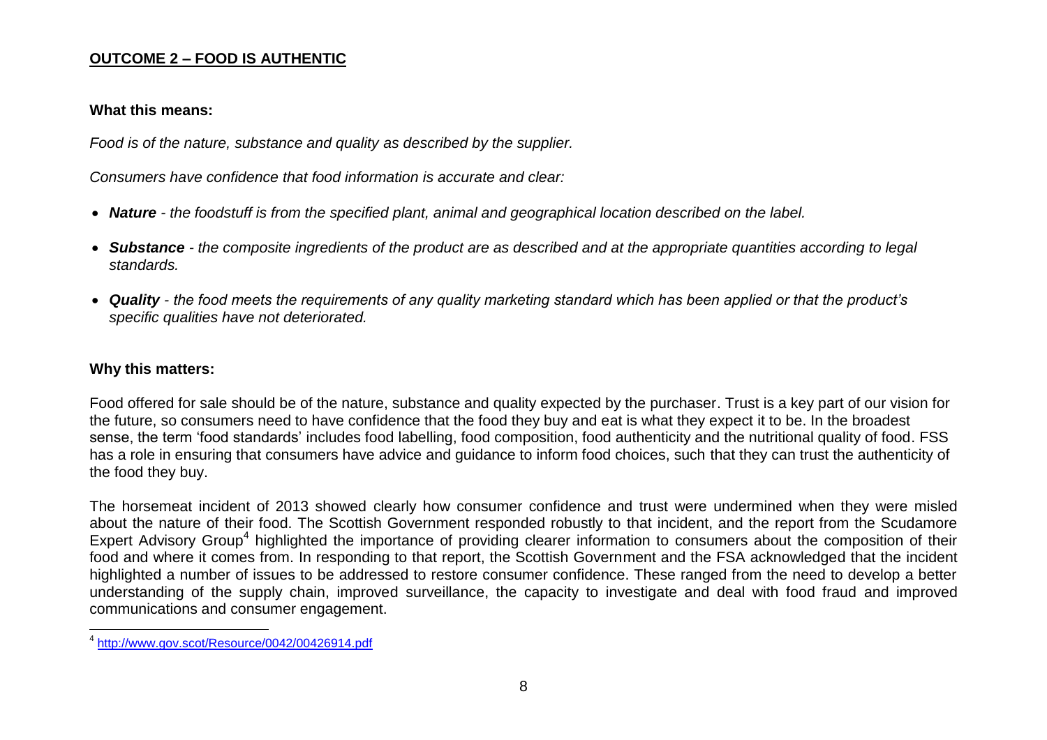## OUTCOME 2 – FOOD IS AUTHENTIC

**What this means:**

*Food is of the nature, substance and quality as described by the supplier.*

*Consumers have confidence that food information is accurate and clear:*

- ***Nature*** *- the foodstuff is from the specified plant, animal and geographical location described on the label.*
- ***Substance*** *- the composite ingredients of the product are as described and at the appropriate quantities according to legal standards.*
- ***Quality*** *- the food meets the requirements of any quality marketing standard which has been applied or that the product's specific qualities have not deteriorated.*

**Why this matters:**

Food offered for sale should be of the nature, substance and quality expected by the purchaser. Trust is a key part of our vision for the future, so consumers need to have confidence that the food they buy and eat is what they expect it to be. In the broadest sense, the term 'food standards' includes food labelling, food composition, food authenticity and the nutritional quality of food. FSS has a role in ensuring that consumers have advice and guidance to inform food choices, such that they can trust the authenticity of the food they buy.

The horsemeat incident of 2013 showed clearly how consumer confidence and trust were undermined when they were misled about the nature of their food. The Scottish Government responded robustly to that incident, and the report from the Scudamore Expert Advisory Group[4] highlighted the importance of providing clearer information to consumers about the composition of their food and where it comes from. In responding to that report, the Scottish Government and the FSA acknowledged that the incident highlighted a number of issues to be addressed to restore consumer confidence. These ranged from the need to develop a better understanding of the supply chain, improved surveillance, the capacity to investigate and deal with food fraud and improved communications and consumer engagement.

[4] http://www.gov.scot/Resource/0042/00426914.pdf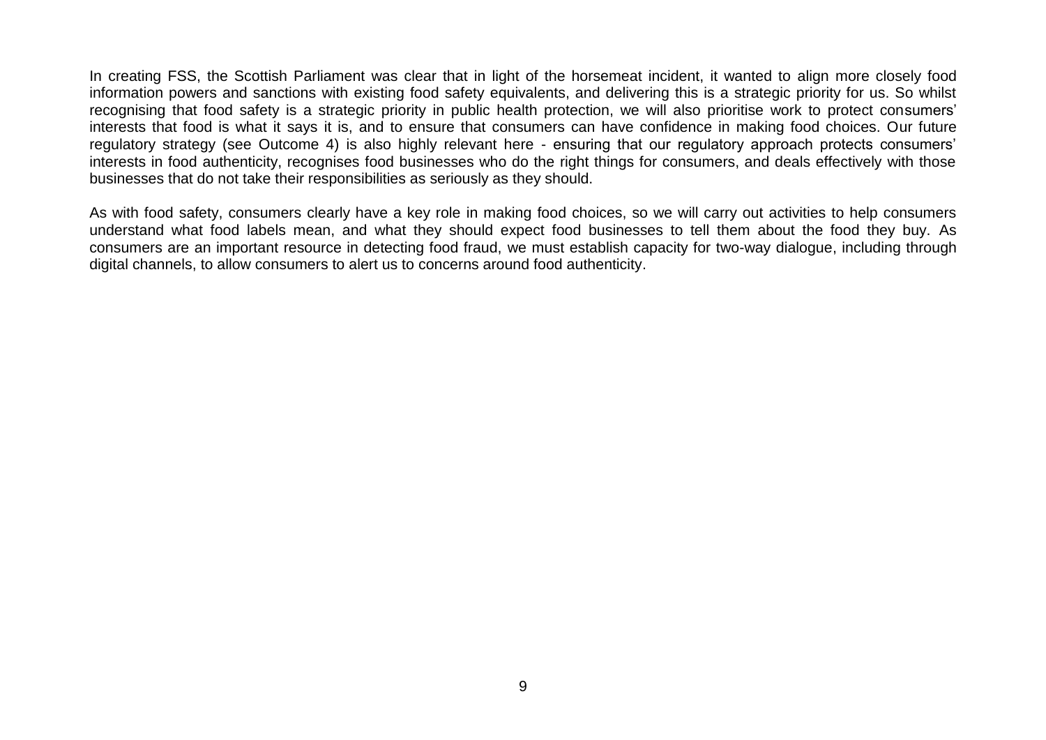In creating FSS, the Scottish Parliament was clear that in light of the horsemeat incident, it wanted to align more closely food information powers and sanctions with existing food safety equivalents, and delivering this is a strategic priority for us. So whilst recognising that food safety is a strategic priority in public health protection, we will also prioritise work to protect consumers' interests that food is what it says it is, and to ensure that consumers can have confidence in making food choices. Our future regulatory strategy (see Outcome 4) is also highly relevant here - ensuring that our regulatory approach protects consumers' interests in food authenticity, recognises food businesses who do the right things for consumers, and deals effectively with those businesses that do not take their responsibilities as seriously as they should.

As with food safety, consumers clearly have a key role in making food choices, so we will carry out activities to help consumers understand what food labels mean, and what they should expect food businesses to tell them about the food they buy. As consumers are an important resource in detecting food fraud, we must establish capacity for two-way dialogue, including through digital channels, to allow consumers to alert us to concerns around food authenticity.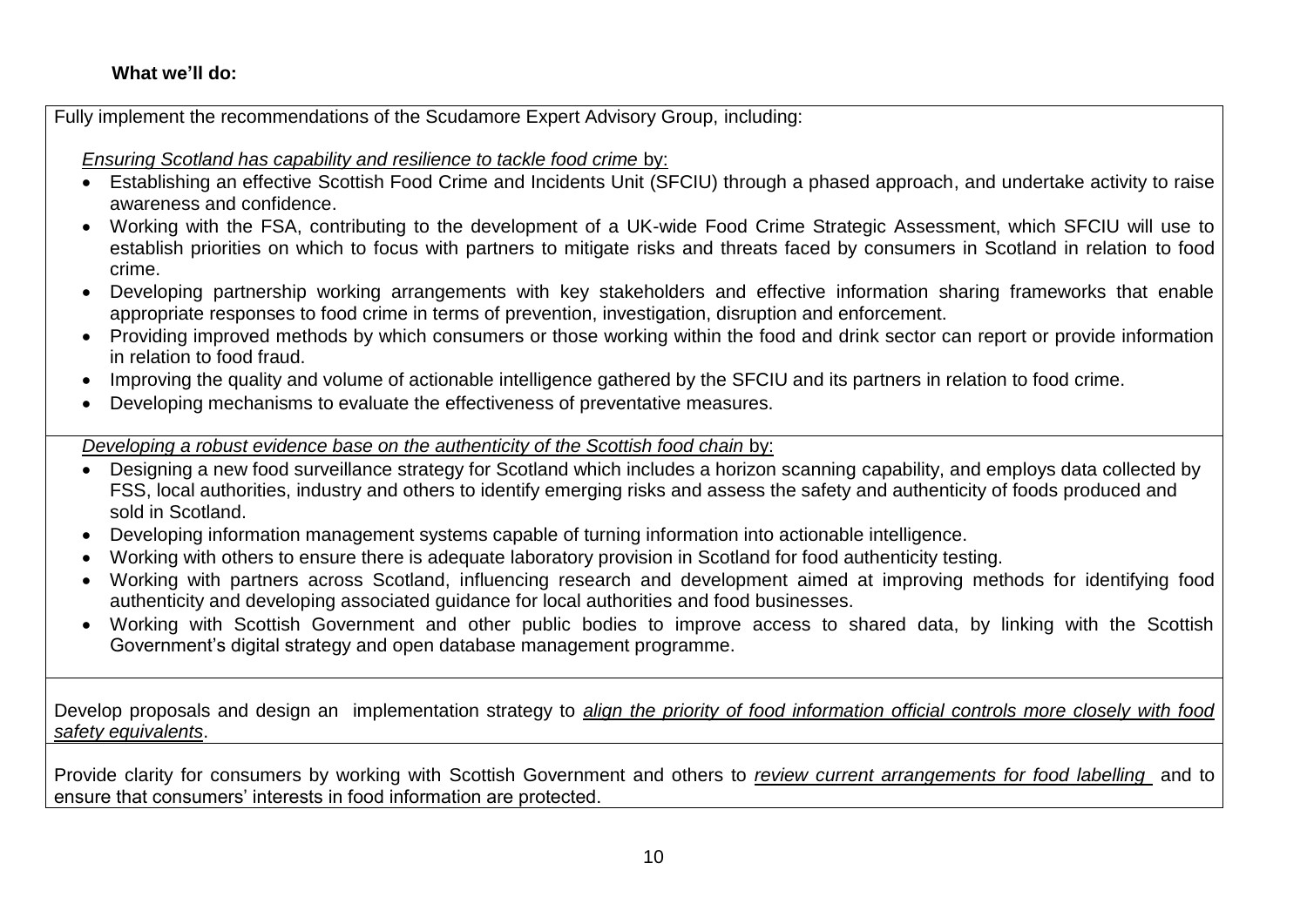**What we'll do:**

Fully implement the recommendations of the Scudamore Expert Advisory Group, including:

*Ensuring Scotland has capability and resilience to tackle food crime* by:

- Establishing an effective Scottish Food Crime and Incidents Unit (SFCIU) through a phased approach, and undertake activity to raise awareness and confidence.
- Working with the FSA, contributing to the development of a UK-wide Food Crime Strategic Assessment, which SFCIU will use to establish priorities on which to focus with partners to mitigate risks and threats faced by consumers in Scotland in relation to food crime.
- Developing partnership working arrangements with key stakeholders and effective information sharing frameworks that enable appropriate responses to food crime in terms of prevention, investigation, disruption and enforcement.
- Providing improved methods by which consumers or those working within the food and drink sector can report or provide information in relation to food fraud.
- Improving the quality and volume of actionable intelligence gathered by the SFCIU and its partners in relation to food crime.
- Developing mechanisms to evaluate the effectiveness of preventative measures.

*Developing a robust evidence base on the authenticity of the Scottish food chain* by:

- Designing a new food surveillance strategy for Scotland which includes a horizon scanning capability, and employs data collected by FSS, local authorities, industry and others to identify emerging risks and assess the safety and authenticity of foods produced and sold in Scotland.
- Developing information management systems capable of turning information into actionable intelligence.
- Working with others to ensure there is adequate laboratory provision in Scotland for food authenticity testing.
- Working with partners across Scotland, influencing research and development aimed at improving methods for identifying food authenticity and developing associated guidance for local authorities and food businesses.
- Working with Scottish Government and other public bodies to improve access to shared data, by linking with the Scottish Government's digital strategy and open database management programme.

Develop proposals and design an implementation strategy to *align the priority of food information official controls more closely with food safety equivalents*.

Provide clarity for consumers by working with Scottish Government and others to *review current arrangements for food labelling* and to ensure that consumers' interests in food information are protected.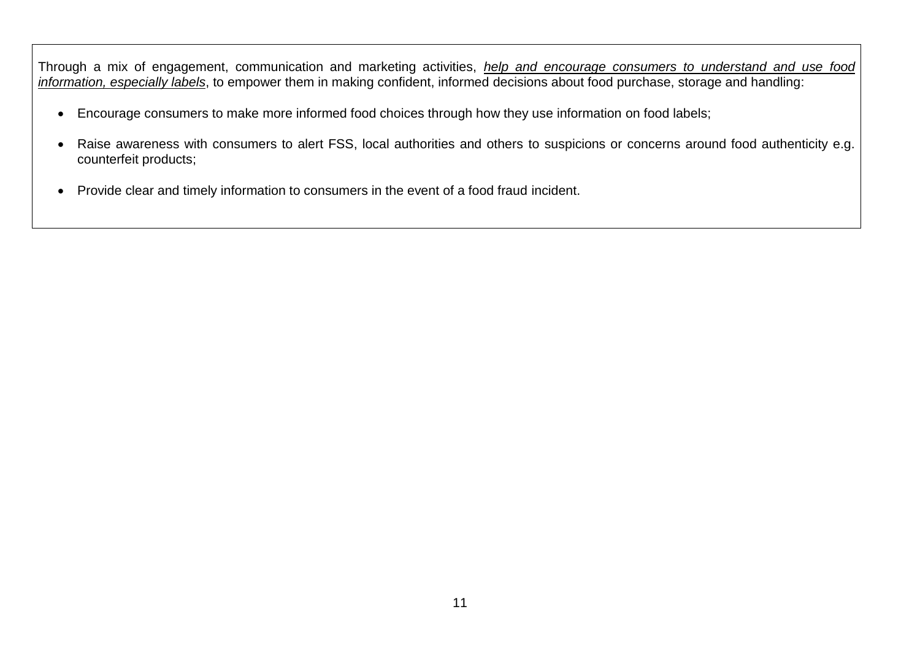Through a mix of engagement, communication and marketing activities, *help and encourage consumers to understand and use food information, especially labels*, to empower them in making confident, informed decisions about food purchase, storage and handling:

- Encourage consumers to make more informed food choices through how they use information on food labels;
- Raise awareness with consumers to alert FSS, local authorities and others to suspicions or concerns around food authenticity e.g. counterfeit products;
- Provide clear and timely information to consumers in the event of a food fraud incident.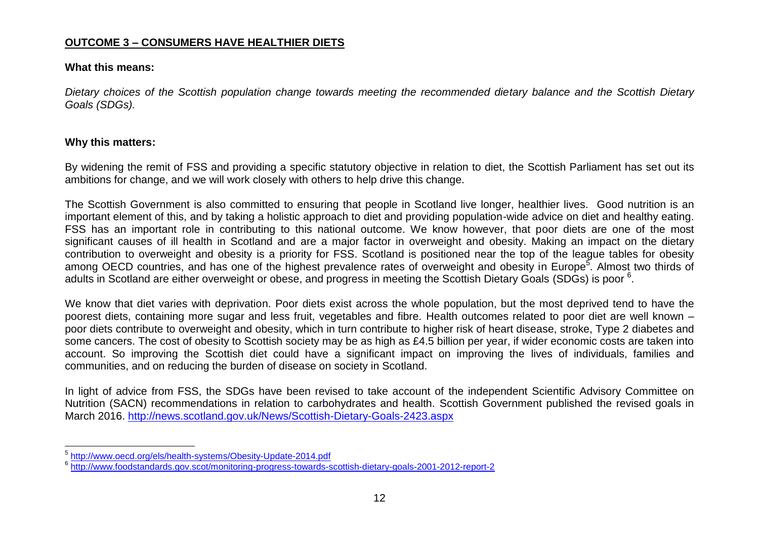## OUTCOME 3 – CONSUMERS HAVE HEALTHIER DIETS

**What this means:**

*Dietary choices of the Scottish population change towards meeting the recommended dietary balance and the Scottish Dietary Goals (SDGs).*

**Why this matters:**

By widening the remit of FSS and providing a specific statutory objective in relation to diet, the Scottish Parliament has set out its ambitions for change, and we will work closely with others to help drive this change.

The Scottish Government is also committed to ensuring that people in Scotland live longer, healthier lives. Good nutrition is an important element of this, and by taking a holistic approach to diet and providing population-wide advice on diet and healthy eating. FSS has an important role in contributing to this national outcome. We know however, that poor diets are one of the most significant causes of ill health in Scotland and are a major factor in overweight and obesity. Making an impact on the dietary contribution to overweight and obesity is a priority for FSS. Scotland is positioned near the top of the league tables for obesity among OECD countries, and has one of the highest prevalence rates of overweight and obesity in Europe[5]. Almost two thirds of adults in Scotland are either overweight or obese, and progress in meeting the Scottish Dietary Goals (SDGs) is poor [6].

We know that diet varies with deprivation. Poor diets exist across the whole population, but the most deprived tend to have the poorest diets, containing more sugar and less fruit, vegetables and fibre. Health outcomes related to poor diet are well known – poor diets contribute to overweight and obesity, which in turn contribute to higher risk of heart disease, stroke, Type 2 diabetes and some cancers. The cost of obesity to Scottish society may be as high as £4.5 billion per year, if wider economic costs are taken into account. So improving the Scottish diet could have a significant impact on improving the lives of individuals, families and communities, and on reducing the burden of disease on society in Scotland.

In light of advice from FSS, the SDGs have been revised to take account of the independent Scientific Advisory Committee on Nutrition (SACN) recommendations in relation to carbohydrates and health. Scottish Government published the revised goals in March 2016. http://news.scotland.gov.uk/News/Scottish-Dietary-Goals-2423.aspx

---

[5] http://www.oecd.org/els/health-systems/Obesity-Update-2014.pdf

[6] http://www.foodstandards.gov.scot/monitoring-progress-towards-scottish-dietary-goals-2001-2012-report-2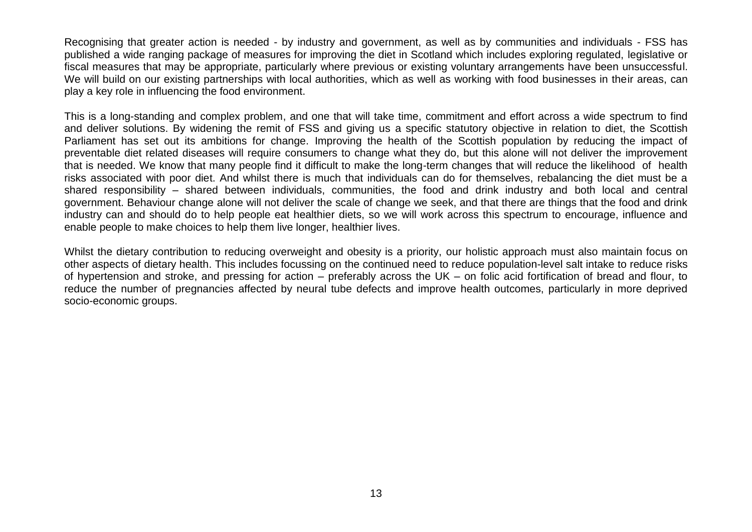Recognising that greater action is needed - by industry and government, as well as by communities and individuals - FSS has published a wide ranging package of measures for improving the diet in Scotland which includes exploring regulated, legislative or fiscal measures that may be appropriate, particularly where previous or existing voluntary arrangements have been unsuccessful. We will build on our existing partnerships with local authorities, which as well as working with food businesses in their areas, can play a key role in influencing the food environment.

This is a long-standing and complex problem, and one that will take time, commitment and effort across a wide spectrum to find and deliver solutions. By widening the remit of FSS and giving us a specific statutory objective in relation to diet, the Scottish Parliament has set out its ambitions for change. Improving the health of the Scottish population by reducing the impact of preventable diet related diseases will require consumers to change what they do, but this alone will not deliver the improvement that is needed. We know that many people find it difficult to make the long-term changes that will reduce the likelihood of health risks associated with poor diet. And whilst there is much that individuals can do for themselves, rebalancing the diet must be a shared responsibility – shared between individuals, communities, the food and drink industry and both local and central government. Behaviour change alone will not deliver the scale of change we seek, and that there are things that the food and drink industry can and should do to help people eat healthier diets, so we will work across this spectrum to encourage, influence and enable people to make choices to help them live longer, healthier lives.

Whilst the dietary contribution to reducing overweight and obesity is a priority, our holistic approach must also maintain focus on other aspects of dietary health. This includes focussing on the continued need to reduce population-level salt intake to reduce risks of hypertension and stroke, and pressing for action – preferably across the UK – on folic acid fortification of bread and flour, to reduce the number of pregnancies affected by neural tube defects and improve health outcomes, particularly in more deprived socio-economic groups.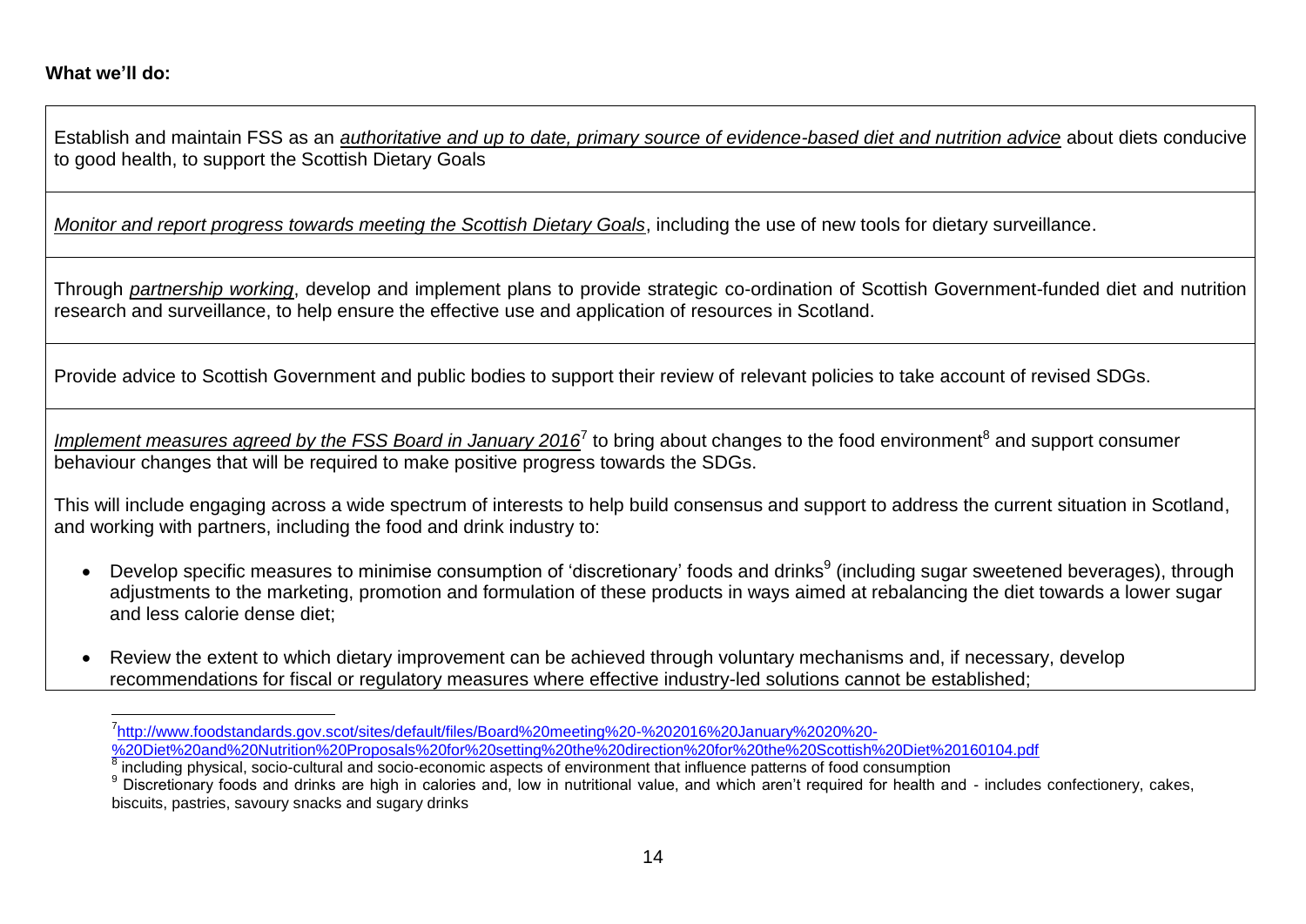**What we'll do:**

| |
|---|
| Establish and maintain FSS as an *authoritative and up to date, primary source of evidence-based diet and nutrition advice* about diets conducive to good health, to support the Scottish Dietary Goals |
| *Monitor and report progress towards meeting the Scottish Dietary Goals*, including the use of new tools for dietary surveillance. |
| Through *partnership working*, develop and implement plans to provide strategic co-ordination of Scottish Government-funded diet and nutrition research and surveillance, to help ensure the effective use and application of resources in Scotland. |
| Provide advice to Scottish Government and public bodies to support their review of relevant policies to take account of revised SDGs. |
| *Implement measures agreed by the FSS Board in January 2016*[7] to bring about changes to the food environment[8] and support consumer behaviour changes that will be required to make positive progress towards the SDGs.<br><br>This will include engaging across a wide spectrum of interests to help build consensus and support to address the current situation in Scotland, and working with partners, including the food and drink industry to:<br><br>• Develop specific measures to minimise consumption of 'discretionary' foods and drinks[9] (including sugar sweetened beverages), through adjustments to the marketing, promotion and formulation of these products in ways aimed at rebalancing the diet towards a lower sugar and less calorie dense diet;<br><br>• Review the extent to which dietary improvement can be achieved through voluntary mechanisms and, if necessary, develop recommendations for fiscal or regulatory measures where effective industry-led solutions cannot be established; |

[7] http://www.foodstandards.gov.scot/sites/default/files/Board%20meeting%20-%202016%20January%2020%20-%20Diet%20and%20Nutrition%20Proposals%20for%20setting%20the%20direction%20for%20the%20Scottish%20Diet%20160104.pdf

[8] including physical, socio-cultural and socio-economic aspects of environment that influence patterns of food consumption

[9] Discretionary foods and drinks are high in calories and, low in nutritional value, and which aren't required for health and - includes confectionery, cakes, biscuits, pastries, savoury snacks and sugary drinks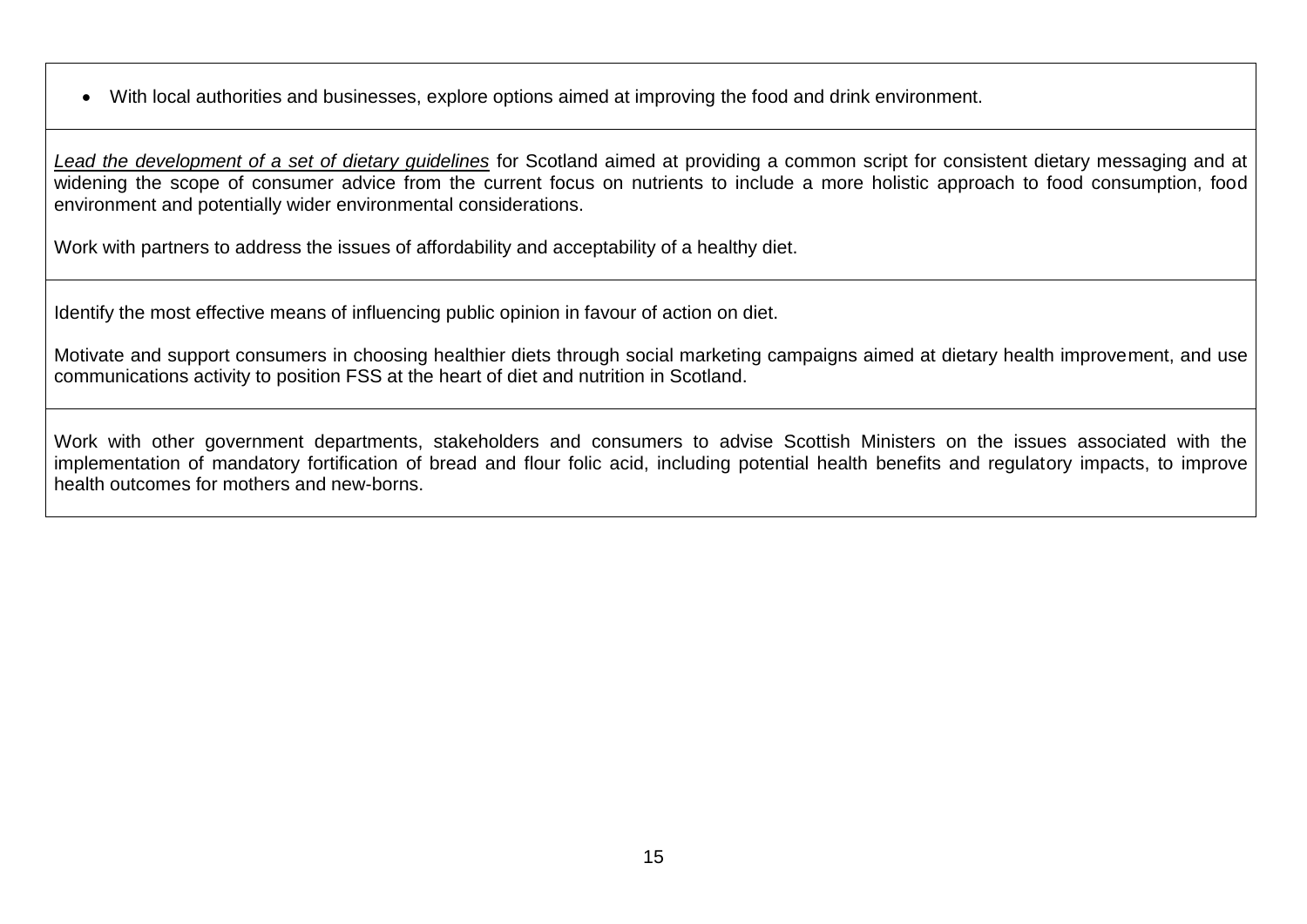- With local authorities and businesses, explore options aimed at improving the food and drink environment.

---

*Lead the development of a set of dietary guidelines* for Scotland aimed at providing a common script for consistent dietary messaging and at widening the scope of consumer advice from the current focus on nutrients to include a more holistic approach to food consumption, food environment and potentially wider environmental considerations.

Work with partners to address the issues of affordability and acceptability of a healthy diet.

---

Identify the most effective means of influencing public opinion in favour of action on diet.

Motivate and support consumers in choosing healthier diets through social marketing campaigns aimed at dietary health improvement, and use communications activity to position FSS at the heart of diet and nutrition in Scotland.

---

Work with other government departments, stakeholders and consumers to advise Scottish Ministers on the issues associated with the implementation of mandatory fortification of bread and flour folic acid, including potential health benefits and regulatory impacts, to improve health outcomes for mothers and new-borns.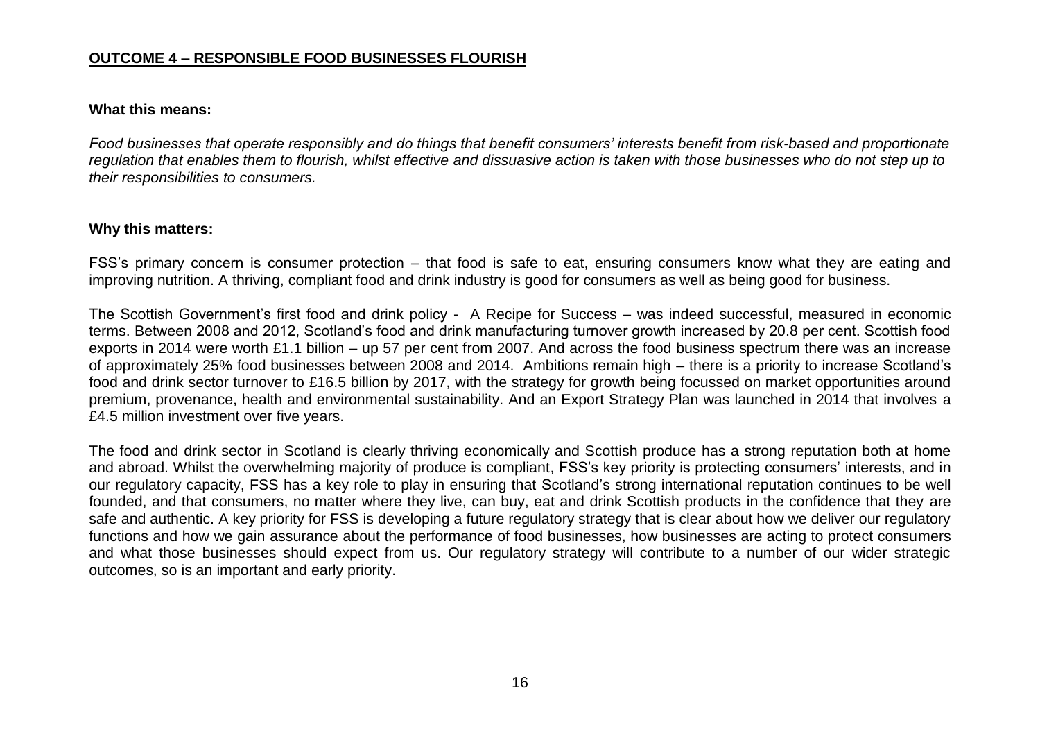## OUTCOME 4 – RESPONSIBLE FOOD BUSINESSES FLOURISH

**What this means:**

*Food businesses that operate responsibly and do things that benefit consumers' interests benefit from risk-based and proportionate regulation that enables them to flourish, whilst effective and dissuasive action is taken with those businesses who do not step up to their responsibilities to consumers.*

**Why this matters:**

FSS's primary concern is consumer protection – that food is safe to eat, ensuring consumers know what they are eating and improving nutrition. A thriving, compliant food and drink industry is good for consumers as well as being good for business.

The Scottish Government's first food and drink policy - A Recipe for Success – was indeed successful, measured in economic terms. Between 2008 and 2012, Scotland's food and drink manufacturing turnover growth increased by 20.8 per cent. Scottish food exports in 2014 were worth £1.1 billion – up 57 per cent from 2007. And across the food business spectrum there was an increase of approximately 25% food businesses between 2008 and 2014. Ambitions remain high – there is a priority to increase Scotland's food and drink sector turnover to £16.5 billion by 2017, with the strategy for growth being focussed on market opportunities around premium, provenance, health and environmental sustainability. And an Export Strategy Plan was launched in 2014 that involves a £4.5 million investment over five years.

The food and drink sector in Scotland is clearly thriving economically and Scottish produce has a strong reputation both at home and abroad. Whilst the overwhelming majority of produce is compliant, FSS's key priority is protecting consumers' interests, and in our regulatory capacity, FSS has a key role to play in ensuring that Scotland's strong international reputation continues to be well founded, and that consumers, no matter where they live, can buy, eat and drink Scottish products in the confidence that they are safe and authentic. A key priority for FSS is developing a future regulatory strategy that is clear about how we deliver our regulatory functions and how we gain assurance about the performance of food businesses, how businesses are acting to protect consumers and what those businesses should expect from us. Our regulatory strategy will contribute to a number of our wider strategic outcomes, so is an important and early priority.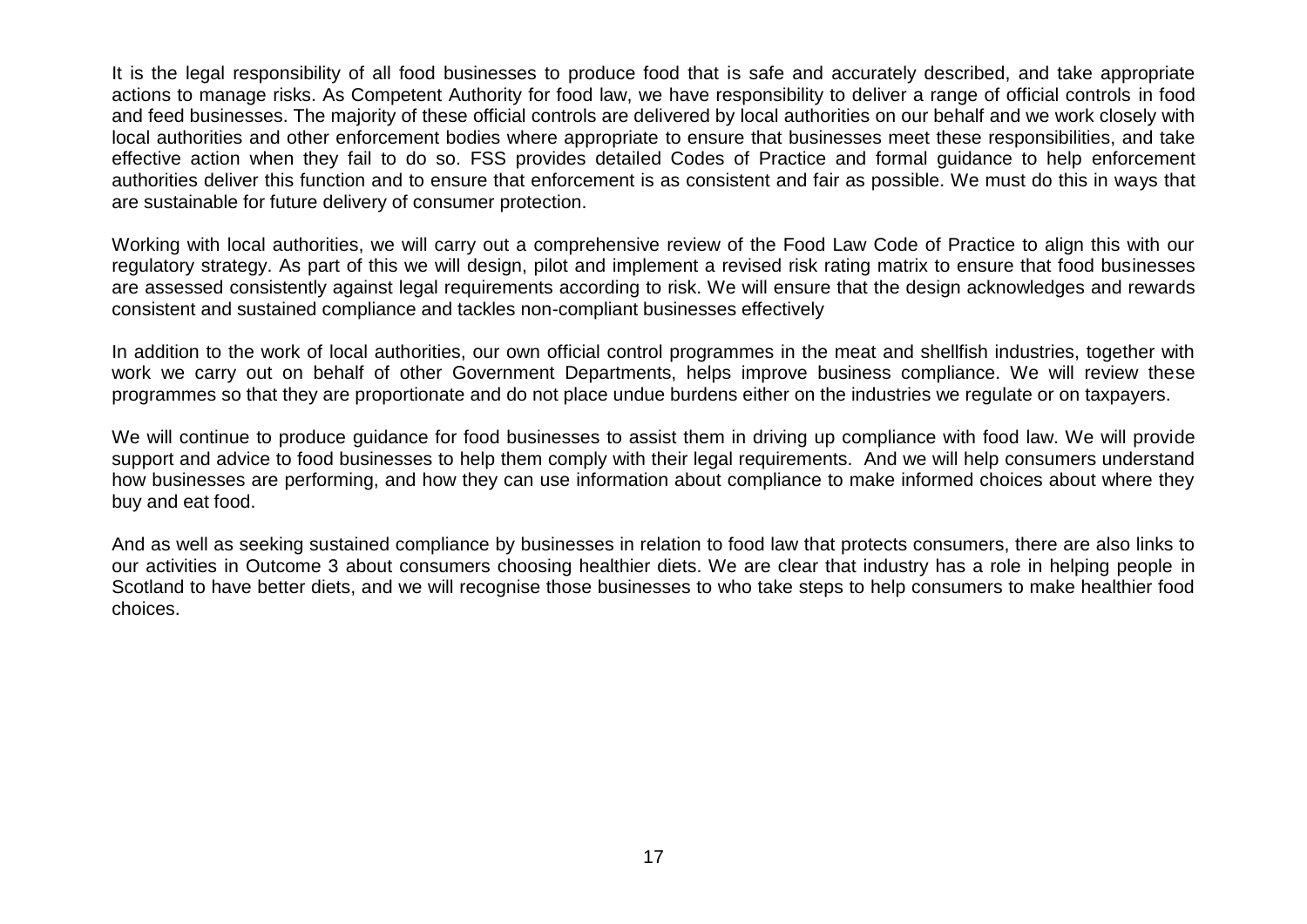It is the legal responsibility of all food businesses to produce food that is safe and accurately described, and take appropriate actions to manage risks. As Competent Authority for food law, we have responsibility to deliver a range of official controls in food and feed businesses. The majority of these official controls are delivered by local authorities on our behalf and we work closely with local authorities and other enforcement bodies where appropriate to ensure that businesses meet these responsibilities, and take effective action when they fail to do so. FSS provides detailed Codes of Practice and formal guidance to help enforcement authorities deliver this function and to ensure that enforcement is as consistent and fair as possible. We must do this in ways that are sustainable for future delivery of consumer protection.

Working with local authorities, we will carry out a comprehensive review of the Food Law Code of Practice to align this with our regulatory strategy. As part of this we will design, pilot and implement a revised risk rating matrix to ensure that food businesses are assessed consistently against legal requirements according to risk. We will ensure that the design acknowledges and rewards consistent and sustained compliance and tackles non-compliant businesses effectively

In addition to the work of local authorities, our own official control programmes in the meat and shellfish industries, together with work we carry out on behalf of other Government Departments, helps improve business compliance. We will review these programmes so that they are proportionate and do not place undue burdens either on the industries we regulate or on taxpayers.

We will continue to produce guidance for food businesses to assist them in driving up compliance with food law. We will provide support and advice to food businesses to help them comply with their legal requirements. And we will help consumers understand how businesses are performing, and how they can use information about compliance to make informed choices about where they buy and eat food.

And as well as seeking sustained compliance by businesses in relation to food law that protects consumers, there are also links to our activities in Outcome 3 about consumers choosing healthier diets. We are clear that industry has a role in helping people in Scotland to have better diets, and we will recognise those businesses to who take steps to help consumers to make healthier food choices.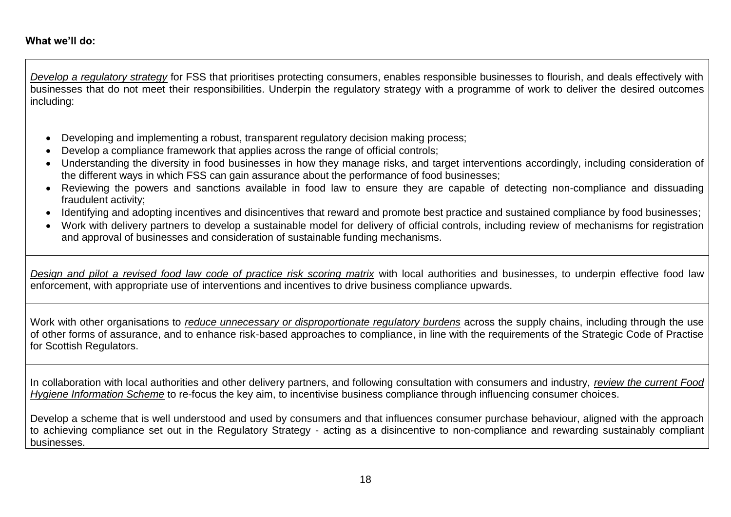**What we'll do:**

*Develop a regulatory strategy* for FSS that prioritises protecting consumers, enables responsible businesses to flourish, and deals effectively with businesses that do not meet their responsibilities. Underpin the regulatory strategy with a programme of work to deliver the desired outcomes including:

- Developing and implementing a robust, transparent regulatory decision making process;
- Develop a compliance framework that applies across the range of official controls;
- Understanding the diversity in food businesses in how they manage risks, and target interventions accordingly, including consideration of the different ways in which FSS can gain assurance about the performance of food businesses;
- Reviewing the powers and sanctions available in food law to ensure they are capable of detecting non-compliance and dissuading fraudulent activity;
- Identifying and adopting incentives and disincentives that reward and promote best practice and sustained compliance by food businesses;
- Work with delivery partners to develop a sustainable model for delivery of official controls, including review of mechanisms for registration and approval of businesses and consideration of sustainable funding mechanisms.

*Design and pilot a revised food law code of practice risk scoring matrix* with local authorities and businesses, to underpin effective food law enforcement, with appropriate use of interventions and incentives to drive business compliance upwards.

Work with other organisations to *reduce unnecessary or disproportionate regulatory burdens* across the supply chains, including through the use of other forms of assurance, and to enhance risk-based approaches to compliance, in line with the requirements of the Strategic Code of Practise for Scottish Regulators.

In collaboration with local authorities and other delivery partners, and following consultation with consumers and industry, *review the current Food Hygiene Information Scheme* to re-focus the key aim, to incentivise business compliance through influencing consumer choices.

Develop a scheme that is well understood and used by consumers and that influences consumer purchase behaviour, aligned with the approach to achieving compliance set out in the Regulatory Strategy - acting as a disincentive to non-compliance and rewarding sustainably compliant businesses.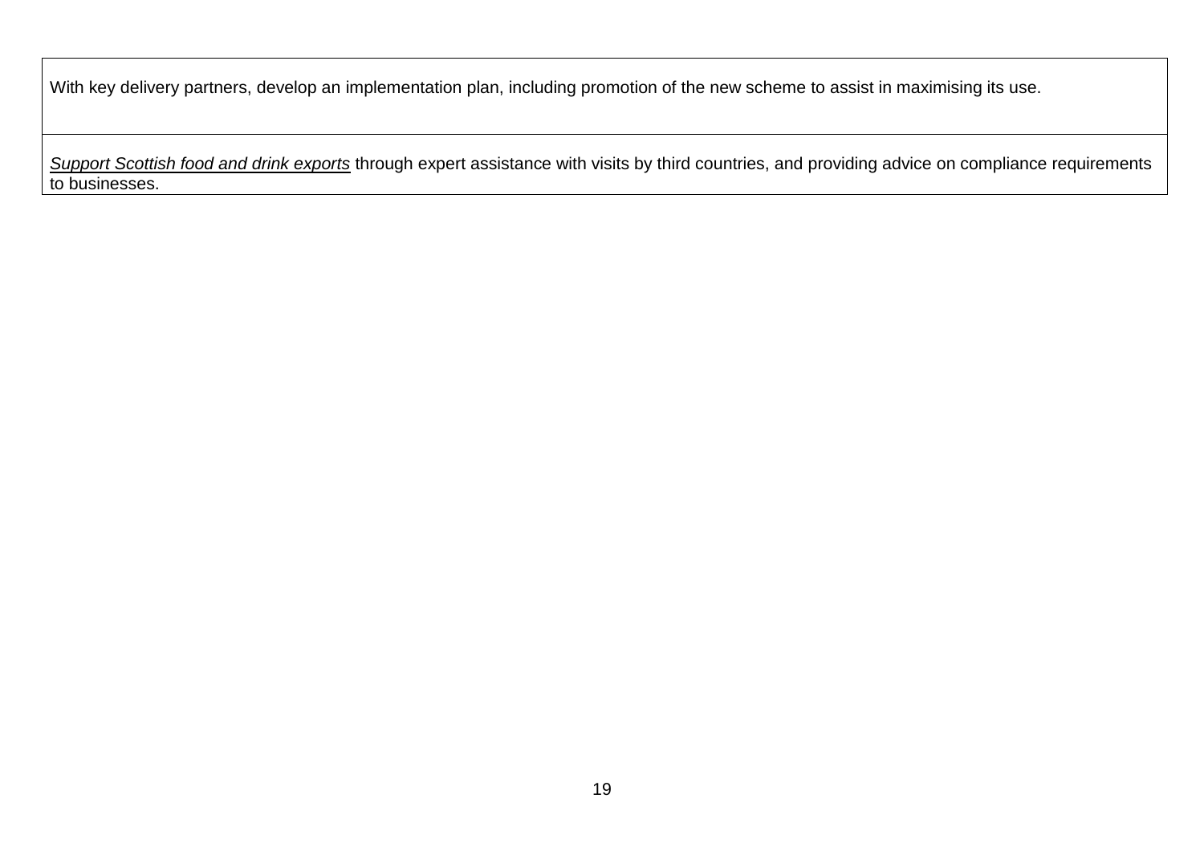| With key delivery partners, develop an implementation plan, including promotion of the new scheme to assist in maximising its use. |
|---|
| *Support Scottish food and drink exports* through expert assistance with visits by third countries, and providing advice on compliance requirements to businesses. |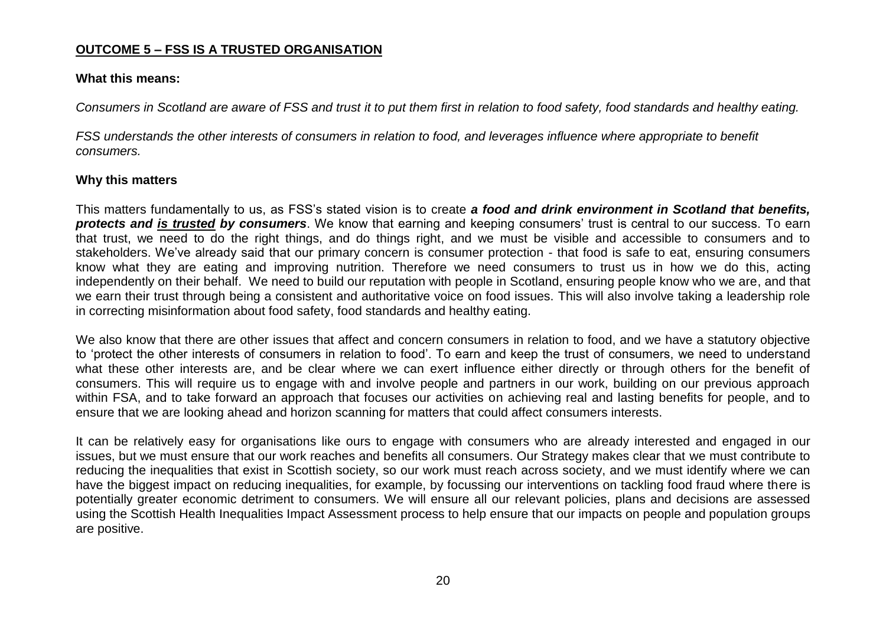## **OUTCOME 5 – FSS IS A TRUSTED ORGANISATION**

**What this means:**

*Consumers in Scotland are aware of FSS and trust it to put them first in relation to food safety, food standards and healthy eating.*

*FSS understands the other interests of consumers in relation to food, and leverages influence where appropriate to benefit consumers.*

**Why this matters**

This matters fundamentally to us, as FSS's stated vision is to create ***a food and drink environment in Scotland that benefits, protects and <u>is trusted</u> by consumers***. We know that earning and keeping consumers' trust is central to our success. To earn that trust, we need to do the right things, and do things right, and we must be visible and accessible to consumers and to stakeholders. We've already said that our primary concern is consumer protection - that food is safe to eat, ensuring consumers know what they are eating and improving nutrition. Therefore we need consumers to trust us in how we do this, acting independently on their behalf. We need to build our reputation with people in Scotland, ensuring people know who we are, and that we earn their trust through being a consistent and authoritative voice on food issues. This will also involve taking a leadership role in correcting misinformation about food safety, food standards and healthy eating.

We also know that there are other issues that affect and concern consumers in relation to food, and we have a statutory objective to 'protect the other interests of consumers in relation to food'. To earn and keep the trust of consumers, we need to understand what these other interests are, and be clear where we can exert influence either directly or through others for the benefit of consumers. This will require us to engage with and involve people and partners in our work, building on our previous approach within FSA, and to take forward an approach that focuses our activities on achieving real and lasting benefits for people, and to ensure that we are looking ahead and horizon scanning for matters that could affect consumers interests.

It can be relatively easy for organisations like ours to engage with consumers who are already interested and engaged in our issues, but we must ensure that our work reaches and benefits all consumers. Our Strategy makes clear that we must contribute to reducing the inequalities that exist in Scottish society, so our work must reach across society, and we must identify where we can have the biggest impact on reducing inequalities, for example, by focussing our interventions on tackling food fraud where there is potentially greater economic detriment to consumers. We will ensure all our relevant policies, plans and decisions are assessed using the Scottish Health Inequalities Impact Assessment process to help ensure that our impacts on people and population groups are positive.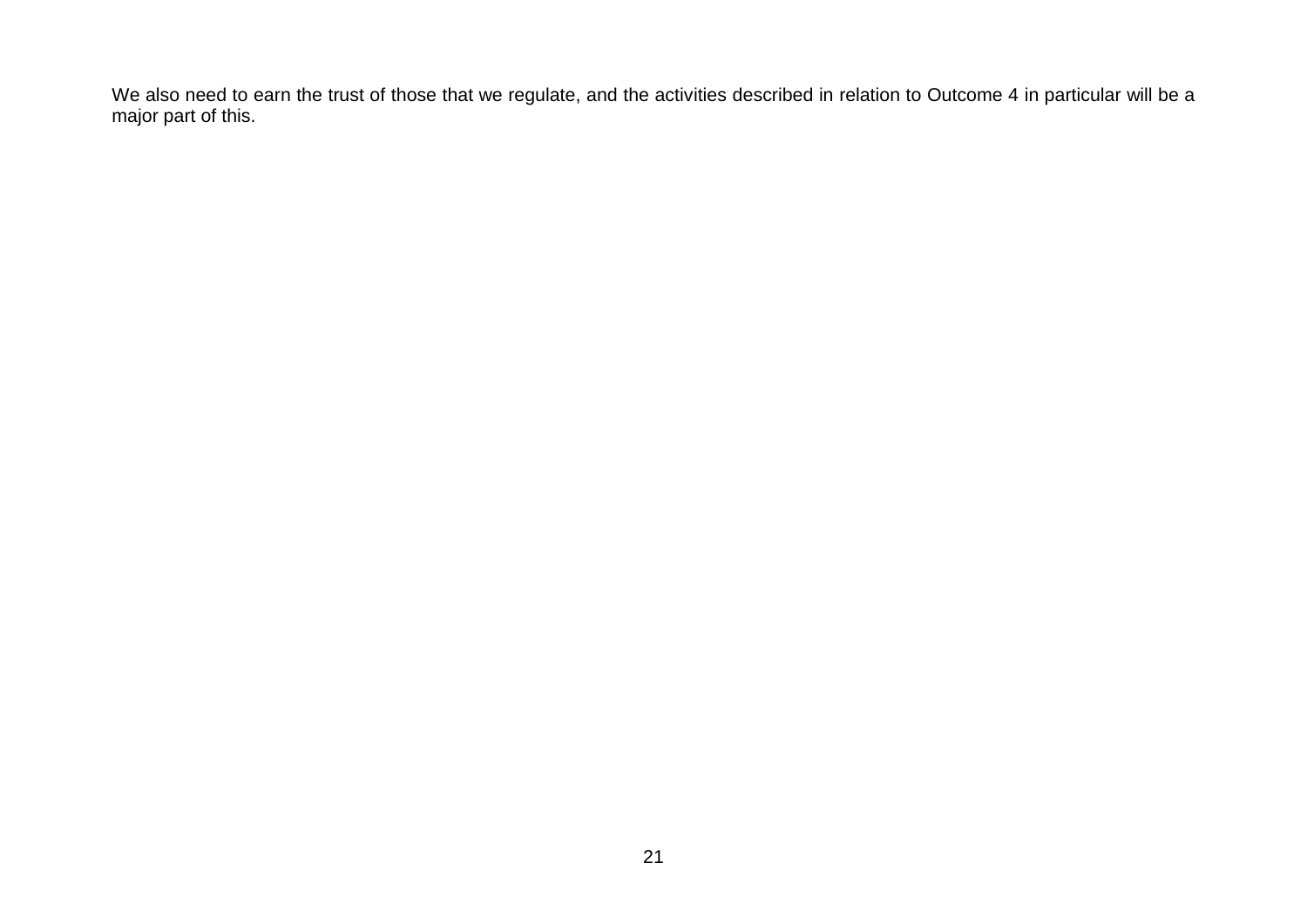We also need to earn the trust of those that we regulate, and the activities described in relation to Outcome 4 in particular will be a major part of this.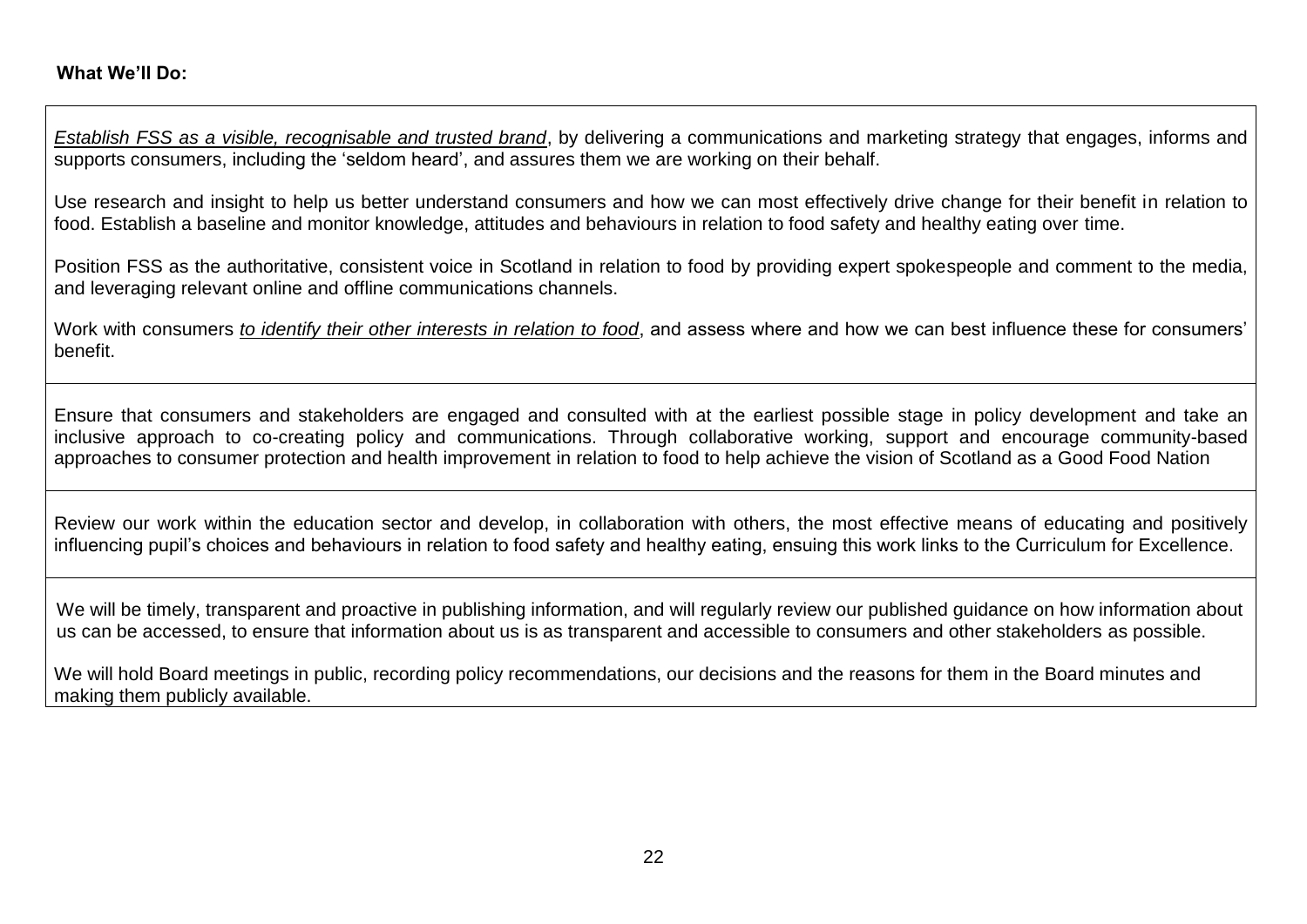**What We'll Do:**

| |
|---|
| *Establish FSS as a visible, recognisable and trusted brand*, by delivering a communications and marketing strategy that engages, informs and supports consumers, including the 'seldom heard', and assures them we are working on their behalf.<br><br>Use research and insight to help us better understand consumers and how we can most effectively drive change for their benefit in relation to food. Establish a baseline and monitor knowledge, attitudes and behaviours in relation to food safety and healthy eating over time.<br><br>Position FSS as the authoritative, consistent voice in Scotland in relation to food by providing expert spokespeople and comment to the media, and leveraging relevant online and offline communications channels.<br><br>Work with consumers *to identify their other interests in relation to food*, and assess where and how we can best influence these for consumers' benefit. |
| Ensure that consumers and stakeholders are engaged and consulted with at the earliest possible stage in policy development and take an inclusive approach to co-creating policy and communications. Through collaborative working, support and encourage community-based approaches to consumer protection and health improvement in relation to food to help achieve the vision of Scotland as a Good Food Nation |
| Review our work within the education sector and develop, in collaboration with others, the most effective means of educating and positively influencing pupil's choices and behaviours in relation to food safety and healthy eating, ensuing this work links to the Curriculum for Excellence. |
| We will be timely, transparent and proactive in publishing information, and will regularly review our published guidance on how information about us can be accessed, to ensure that information about us is as transparent and accessible to consumers and other stakeholders as possible.<br><br>We will hold Board meetings in public, recording policy recommendations, our decisions and the reasons for them in the Board minutes and making them publicly available. |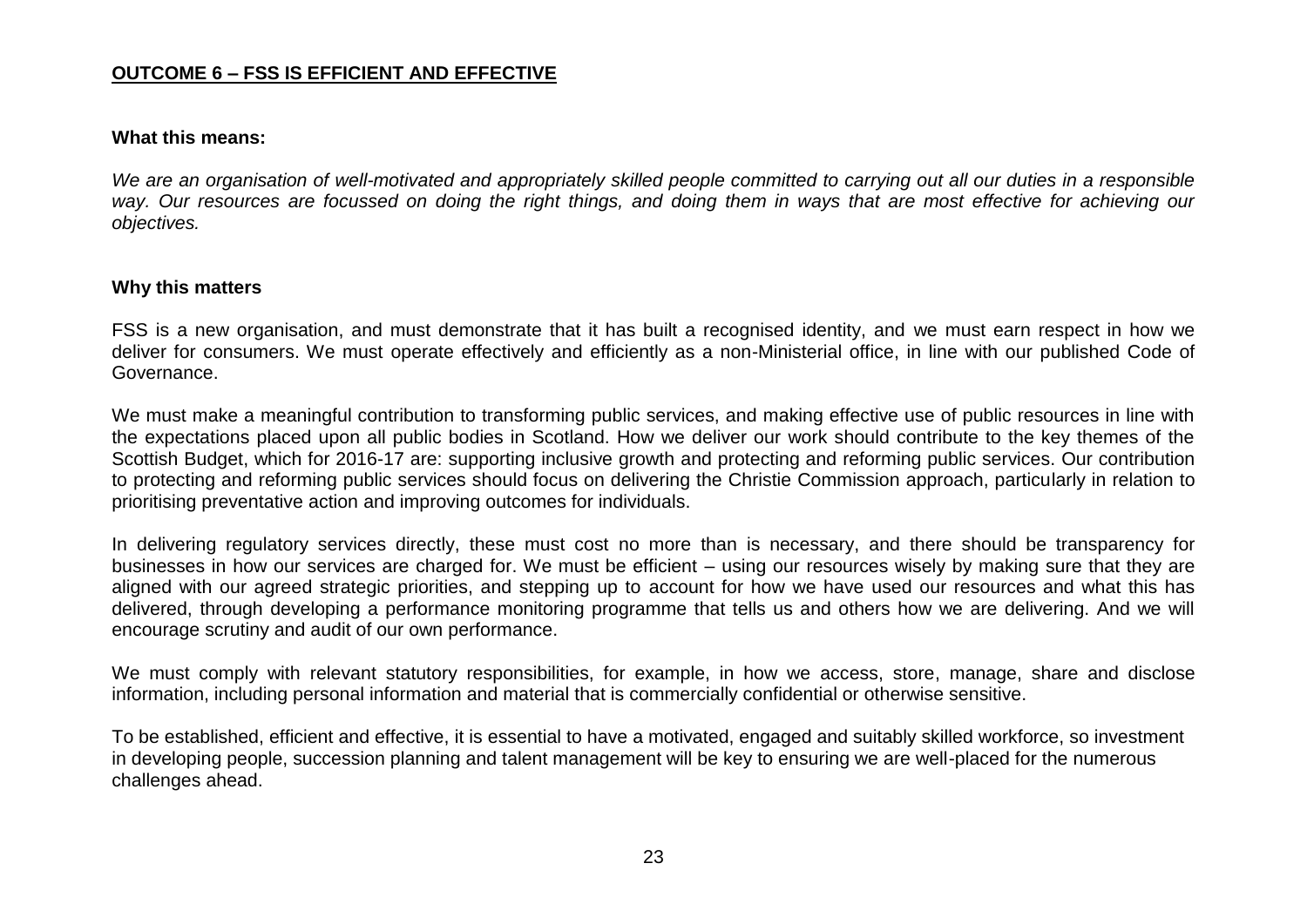## OUTCOME 6 – FSS IS EFFICIENT AND EFFECTIVE

**What this means:**

*We are an organisation of well-motivated and appropriately skilled people committed to carrying out all our duties in a responsible way. Our resources are focussed on doing the right things, and doing them in ways that are most effective for achieving our objectives.*

**Why this matters**

FSS is a new organisation, and must demonstrate that it has built a recognised identity, and we must earn respect in how we deliver for consumers. We must operate effectively and efficiently as a non-Ministerial office, in line with our published Code of Governance.

We must make a meaningful contribution to transforming public services, and making effective use of public resources in line with the expectations placed upon all public bodies in Scotland. How we deliver our work should contribute to the key themes of the Scottish Budget, which for 2016-17 are: supporting inclusive growth and protecting and reforming public services. Our contribution to protecting and reforming public services should focus on delivering the Christie Commission approach, particularly in relation to prioritising preventative action and improving outcomes for individuals.

In delivering regulatory services directly, these must cost no more than is necessary, and there should be transparency for businesses in how our services are charged for. We must be efficient – using our resources wisely by making sure that they are aligned with our agreed strategic priorities, and stepping up to account for how we have used our resources and what this has delivered, through developing a performance monitoring programme that tells us and others how we are delivering. And we will encourage scrutiny and audit of our own performance.

We must comply with relevant statutory responsibilities, for example, in how we access, store, manage, share and disclose information, including personal information and material that is commercially confidential or otherwise sensitive.

To be established, efficient and effective, it is essential to have a motivated, engaged and suitably skilled workforce, so investment in developing people, succession planning and talent management will be key to ensuring we are well-placed for the numerous challenges ahead.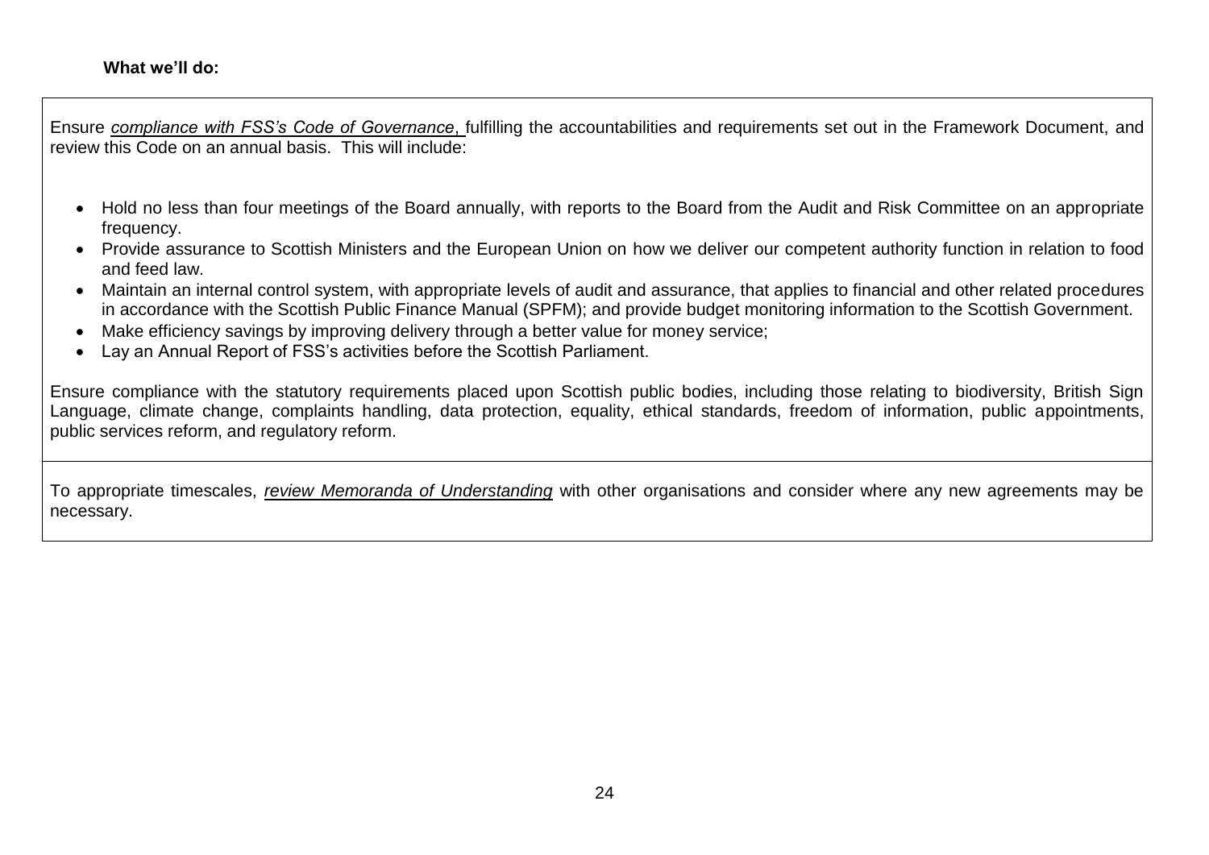**What we'll do:**

Ensure *compliance with FSS's Code of Governance*, fulfilling the accountabilities and requirements set out in the Framework Document, and review this Code on an annual basis. This will include:

- Hold no less than four meetings of the Board annually, with reports to the Board from the Audit and Risk Committee on an appropriate frequency.
- Provide assurance to Scottish Ministers and the European Union on how we deliver our competent authority function in relation to food and feed law.
- Maintain an internal control system, with appropriate levels of audit and assurance, that applies to financial and other related procedures in accordance with the Scottish Public Finance Manual (SPFM); and provide budget monitoring information to the Scottish Government.
- Make efficiency savings by improving delivery through a better value for money service;
- Lay an Annual Report of FSS's activities before the Scottish Parliament.

Ensure compliance with the statutory requirements placed upon Scottish public bodies, including those relating to biodiversity, British Sign Language, climate change, complaints handling, data protection, equality, ethical standards, freedom of information, public appointments, public services reform, and regulatory reform.

To appropriate timescales, *review Memoranda of Understanding* with other organisations and consider where any new agreements may be necessary.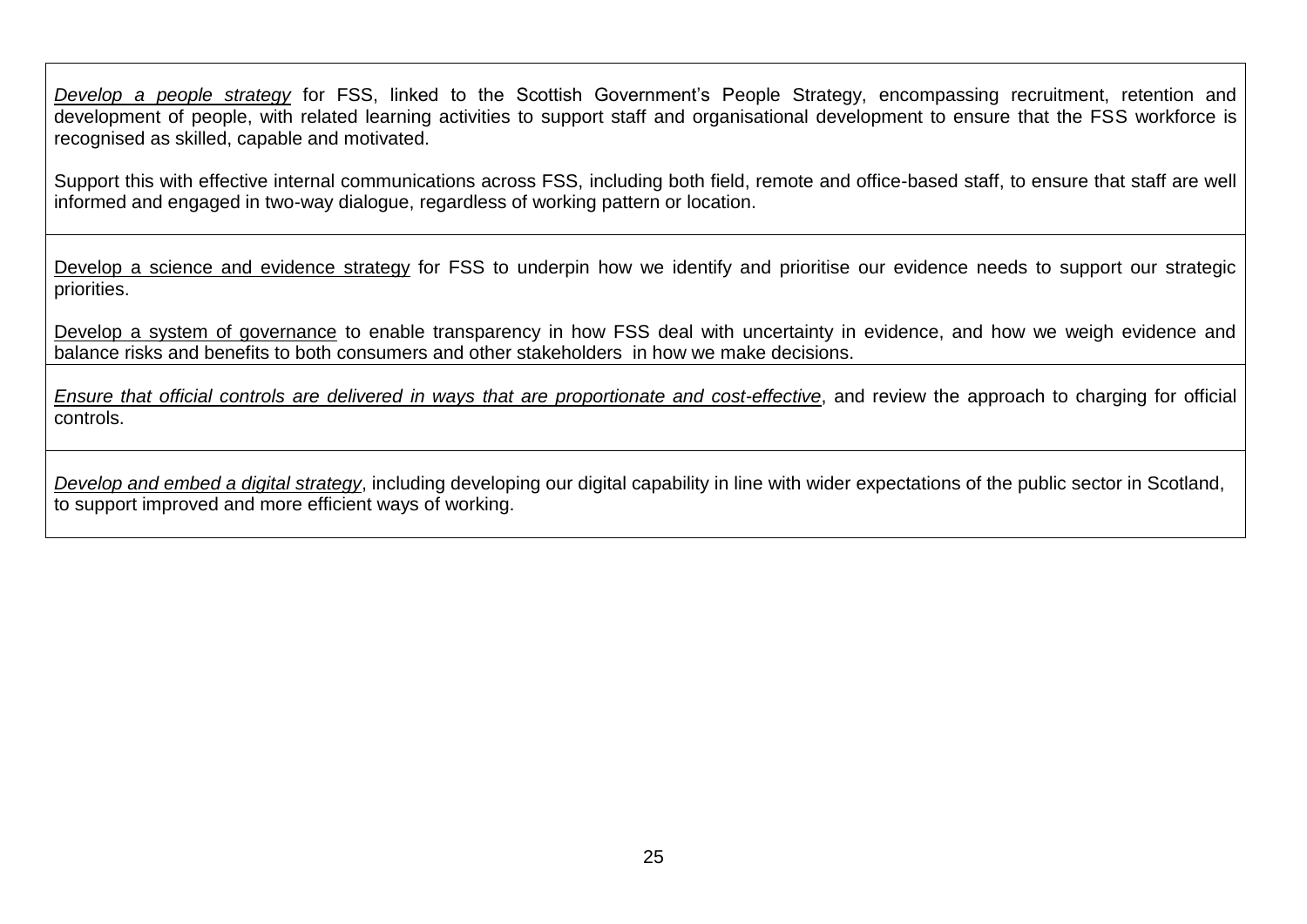| |
|---|
| <u>*Develop a people strategy*</u> for FSS, linked to the Scottish Government's People Strategy, encompassing recruitment, retention and development of people, with related learning activities to support staff and organisational development to ensure that the FSS workforce is recognised as skilled, capable and motivated.<br><br>Support this with effective internal communications across FSS, including both field, remote and office-based staff, to ensure that staff are well informed and engaged in two-way dialogue, regardless of working pattern or location. |
| <u>Develop a science and evidence strategy</u> for FSS to underpin how we identify and prioritise our evidence needs to support our strategic priorities.<br><br><u>Develop a system of governance</u> to enable transparency in how FSS deal with uncertainty in evidence, and how we weigh evidence and balance risks and benefits to both consumers and other stakeholders in how we make decisions. |
| <u>*Ensure that official controls are delivered in ways that are proportionate and cost-effective*</u>, and review the approach to charging for official controls. |
| <u>*Develop and embed a digital strategy*</u>, including developing our digital capability in line with wider expectations of the public sector in Scotland, to support improved and more efficient ways of working. |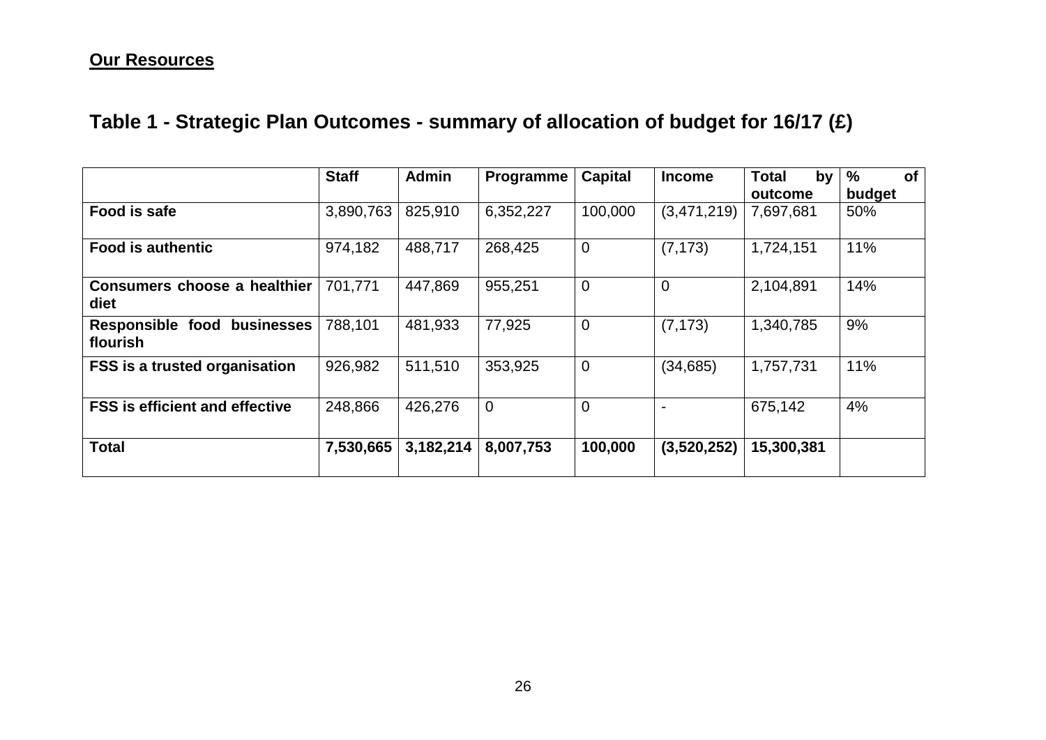**Our Resources**

## Table 1 - Strategic Plan Outcomes - summary of allocation of budget for 16/17 (£)

| | Staff | Admin | Programme | Capital | Income | Total by outcome | % of budget |
|---|---|---|---|---|---|---|---|
| **Food is safe** | 3,890,763 | 825,910 | 6,352,227 | 100,000 | (3,471,219) | 7,697,681 | 50% |
| **Food is authentic** | 974,182 | 488,717 | 268,425 | 0 | (7,173) | 1,724,151 | 11% |
| **Consumers choose a healthier diet** | 701,771 | 447,869 | 955,251 | 0 | 0 | 2,104,891 | 14% |
| **Responsible food businesses flourish** | 788,101 | 481,933 | 77,925 | 0 | (7,173) | 1,340,785 | 9% |
| **FSS is a trusted organisation** | 926,982 | 511,510 | 353,925 | 0 | (34,685) | 1,757,731 | 11% |
| **FSS is efficient and effective** | 248,866 | 426,276 | 0 | 0 | - | 675,142 | 4% |
| **Total** | **7,530,665** | **3,182,214** | **8,007,753** | **100,000** | **(3,520,252)** | **15,300,381** | |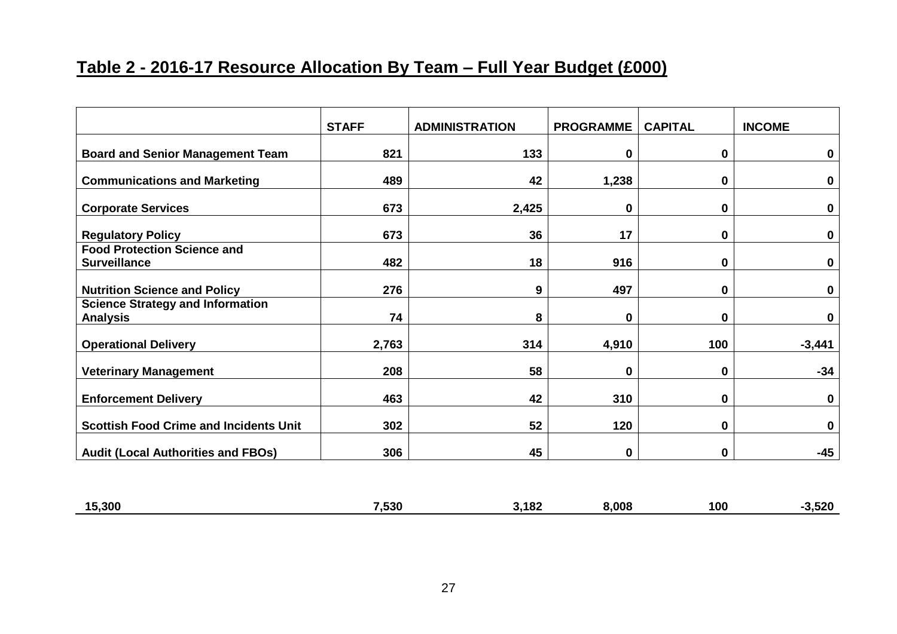## Table 2 - 2016-17 Resource Allocation By Team – Full Year Budget (£000)

| | STAFF | ADMINISTRATION | PROGRAMME | CAPITAL | INCOME |
|---|---|---|---|---|---|
| **Board and Senior Management Team** | **821** | **133** | **0** | **0** | **0** |
| **Communications and Marketing** | **489** | **42** | **1,238** | **0** | **0** |
| **Corporate Services** | **673** | **2,425** | **0** | **0** | **0** |
| **Regulatory Policy** | **673** | **36** | **17** | **0** | **0** |
| **Food Protection Science and Surveillance** | **482** | **18** | **916** | **0** | **0** |
| **Nutrition Science and Policy** | **276** | **9** | **497** | **0** | **0** |
| **Science Strategy and Information Analysis** | **74** | **8** | **0** | **0** | **0** |
| **Operational Delivery** | **2,763** | **314** | **4,910** | **100** | **-3,441** |
| **Veterinary Management** | **208** | **58** | **0** | **0** | **-34** |
| **Enforcement Delivery** | **463** | **42** | **310** | **0** | **0** |
| **Scottish Food Crime and Incidents Unit** | **302** | **52** | **120** | **0** | **0** |
| **Audit (Local Authorities and FBOs)** | **306** | **45** | **0** | **0** | **-45** |
| **15,300** | **7,530** | **3,182** | **8,008** | **100** | **-3,520** |